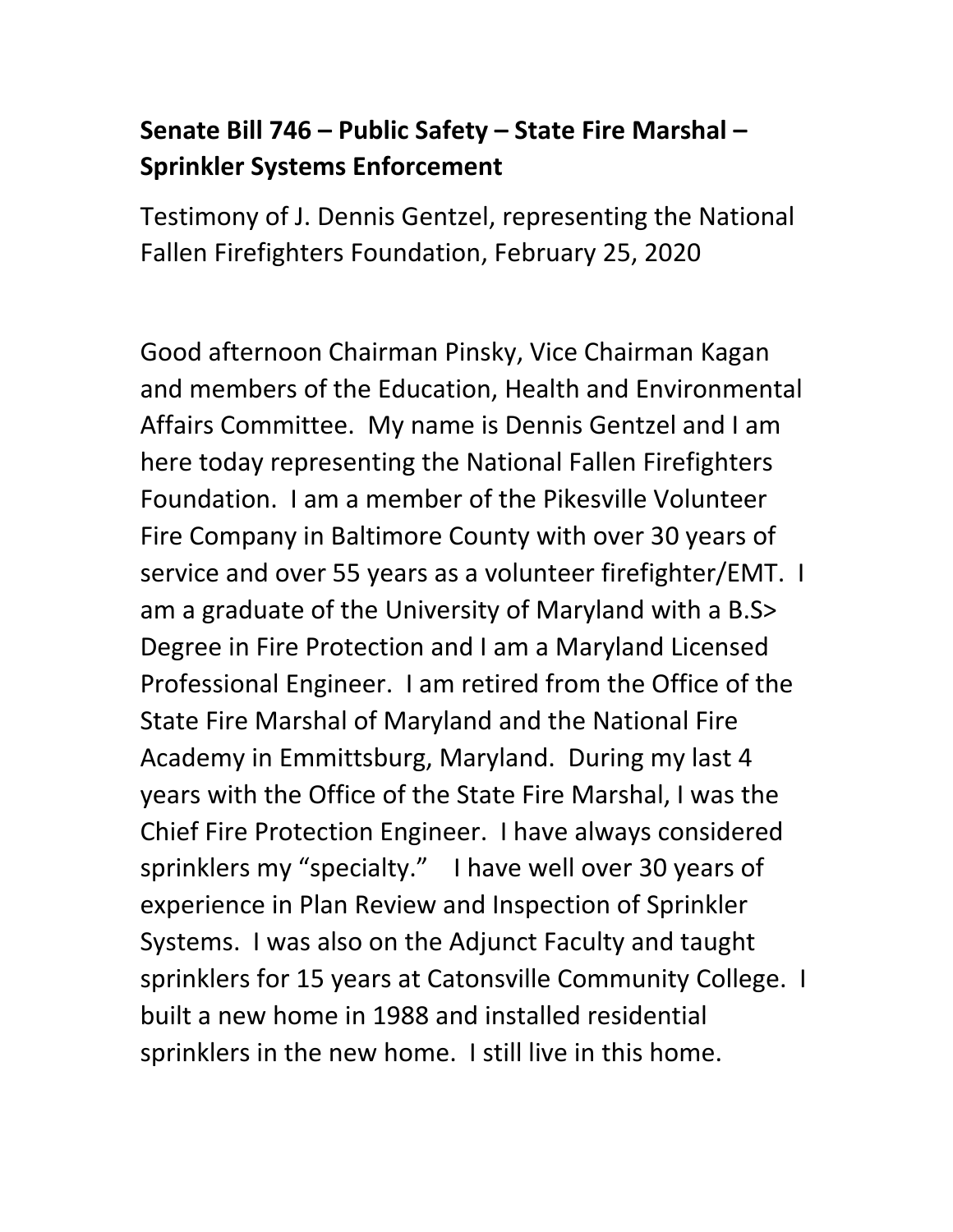**Senate Bill 746 – Public Safety – State Fire Marshal – Sprinkler Systems Enforcement**

Testimony of J. Dennis Gentzel, representing the National Fallen Firefighters Foundation, February 25, 2020

Good afternoon Chairman Pinsky, Vice Chairman Kagan and members of the Education, Health and Environmental Affairs Committee. My name is Dennis Gentzel and I am here today representing the National Fallen Firefighters Foundation. I am a member of the Pikesville Volunteer Fire Company in Baltimore County with over 30 years of service and over 55 years as a volunteer firefighter/EMT. I am a graduate of the University of Maryland with a B.S> Degree in Fire Protection and I am a Maryland Licensed Professional Engineer. I am retired from the Office of the State Fire Marshal of Maryland and the National Fire Academy in Emmittsburg, Maryland. During my last 4 years with the Office of the State Fire Marshal, I was the Chief Fire Protection Engineer. I have always considered sprinklers my "specialty." I have well over 30 years of experience in Plan Review and Inspection of Sprinkler Systems. I was also on the Adjunct Faculty and taught sprinklers for 15 years at Catonsville Community College. I built a new home in 1988 and installed residential sprinklers in the new home. I still live in this home.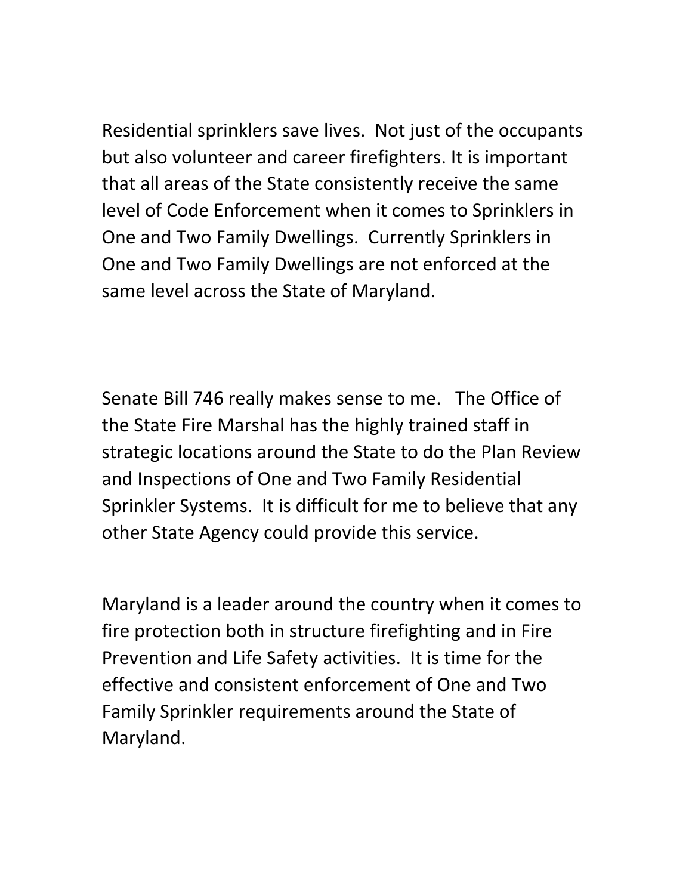Residential sprinklers save lives. Not just of the occupants but also volunteer and career firefighters. It is important that all areas of the State consistently receive the same level of Code Enforcement when it comes to Sprinklers in One and Two Family Dwellings. Currently Sprinklers in One and Two Family Dwellings are not enforced at the same level across the State of Maryland.

Senate Bill 746 really makes sense to me. The Office of the State Fire Marshal has the highly trained staff in strategic locations around the State to do the Plan Review and Inspections of One and Two Family Residential Sprinkler Systems. It is difficult for me to believe that any other State Agency could provide this service.

Maryland is a leader around the country when it comes to fire protection both in structure firefighting and in Fire Prevention and Life Safety activities. It is time for the effective and consistent enforcement of One and Two Family Sprinkler requirements around the State of Maryland.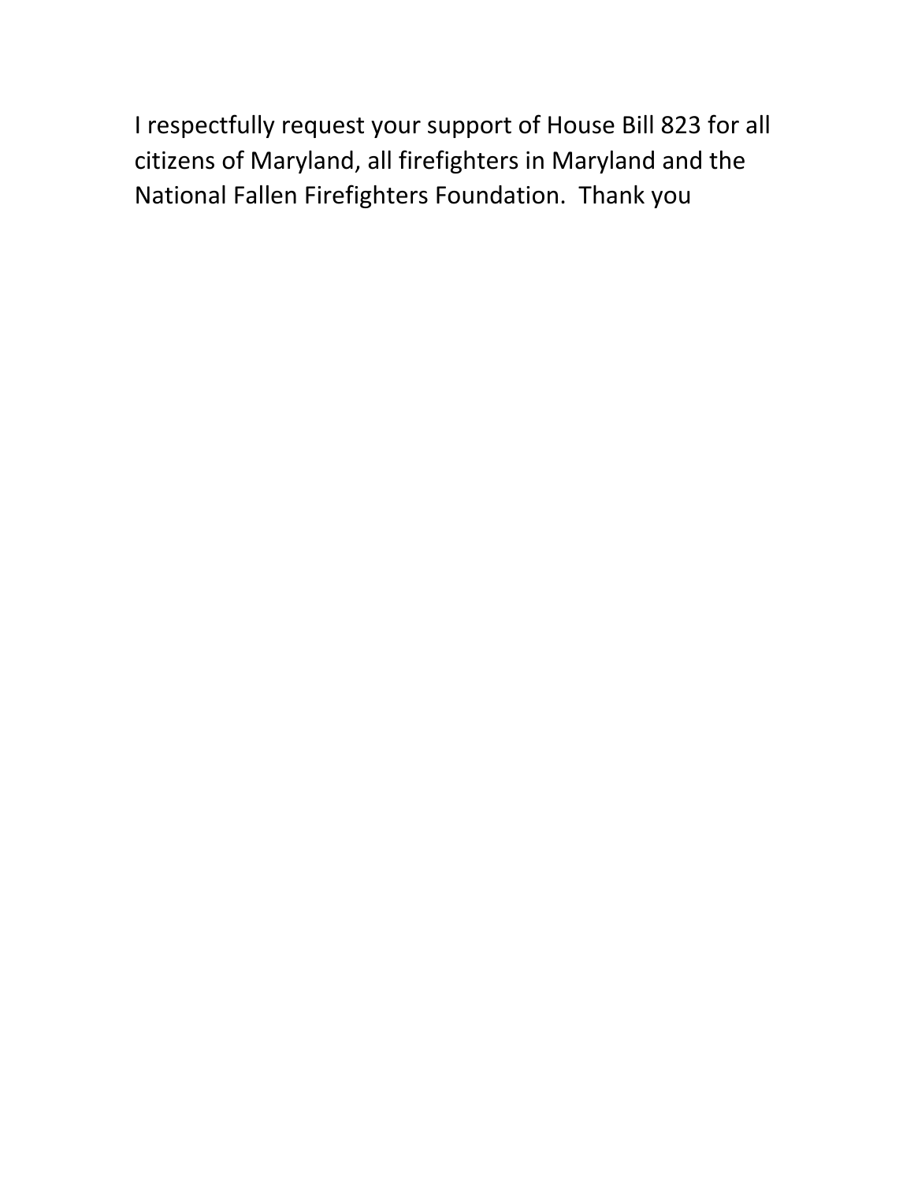I respectfully request your support of House Bill 823 for all citizens of Maryland, all firefighters in Maryland and the National Fallen Firefighters Foundation. Thank you